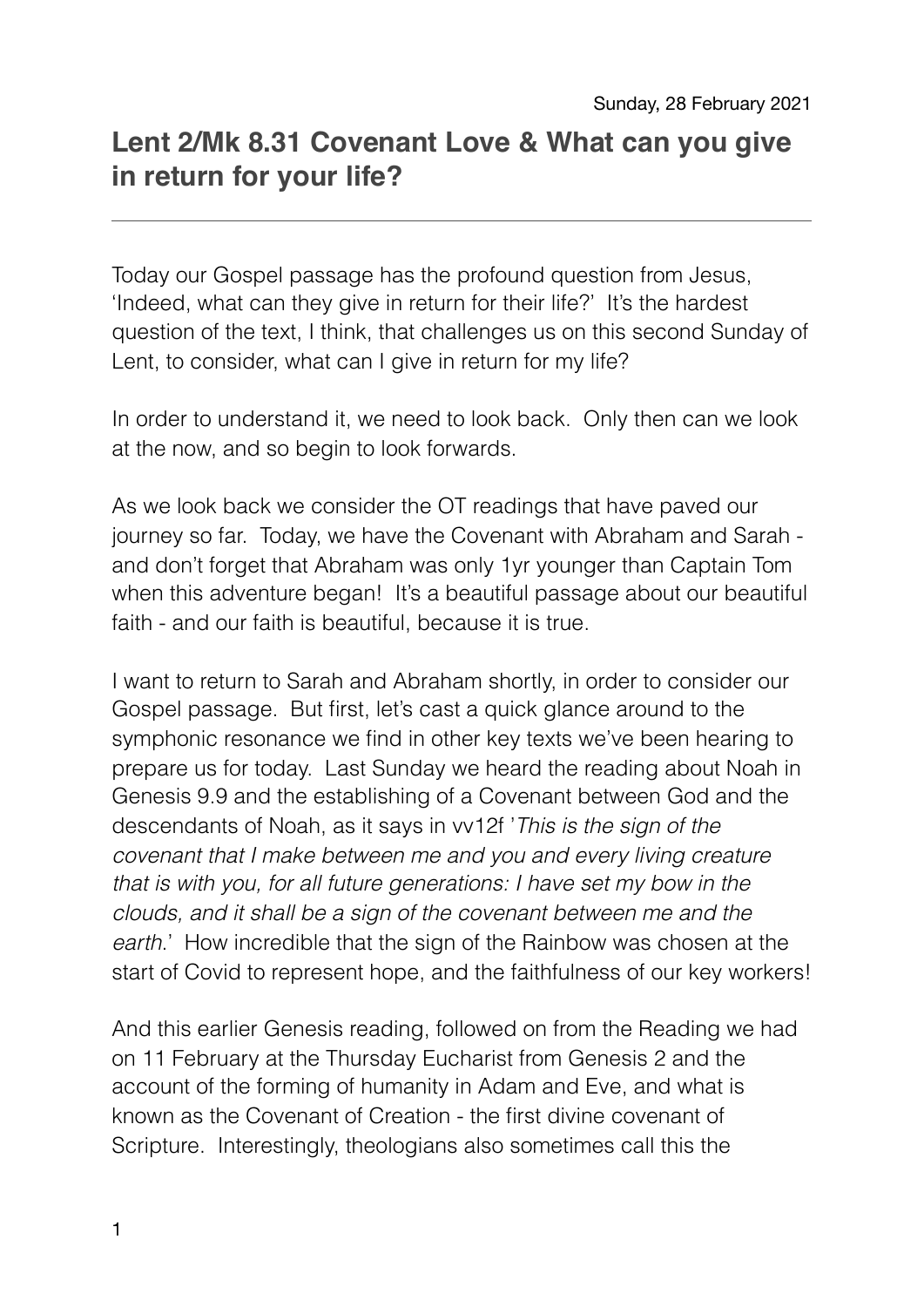Sunday, 28 February 2021

## Lent 2/Mk 8.31 Covenant Love & What can you give in return for your life?

---

Today our Gospel passage has the profound question from Jesus, 'Indeed, what can they give in return for their life?' It's the hardest question of the text, I think, that challenges us on this second Sunday of Lent, to consider, what can I give in return for my life?

In order to understand it, we need to look back. Only then can we look at the now, and so begin to look forwards.

As we look back we consider the OT readings that have paved our journey so far. Today, we have the Covenant with Abraham and Sarah - and don't forget that Abraham was only 1yr younger than Captain Tom when this adventure began! It's a beautiful passage about our beautiful faith - and our faith is beautiful, because it is true.

I want to return to Sarah and Abraham shortly, in order to consider our Gospel passage. But first, let's cast a quick glance around to the symphonic resonance we find in other key texts we've been hearing to prepare us for today. Last Sunday we heard the reading about Noah in Genesis 9.9 and the establishing of a Covenant between God and the descendants of Noah, as it says in vv12f '*This is the sign of the covenant that I make between me and you and every living creature that is with you, for all future generations: I have set my bow in the clouds, and it shall be a sign of the covenant between me and the earth*.' How incredible that the sign of the Rainbow was chosen at the start of Covid to represent hope, and the faithfulness of our key workers!

And this earlier Genesis reading, followed on from the Reading we had on 11 February at the Thursday Eucharist from Genesis 2 and the account of the forming of humanity in Adam and Eve, and what is known as the Covenant of Creation - the first divine covenant of Scripture. Interestingly, theologians also sometimes call this the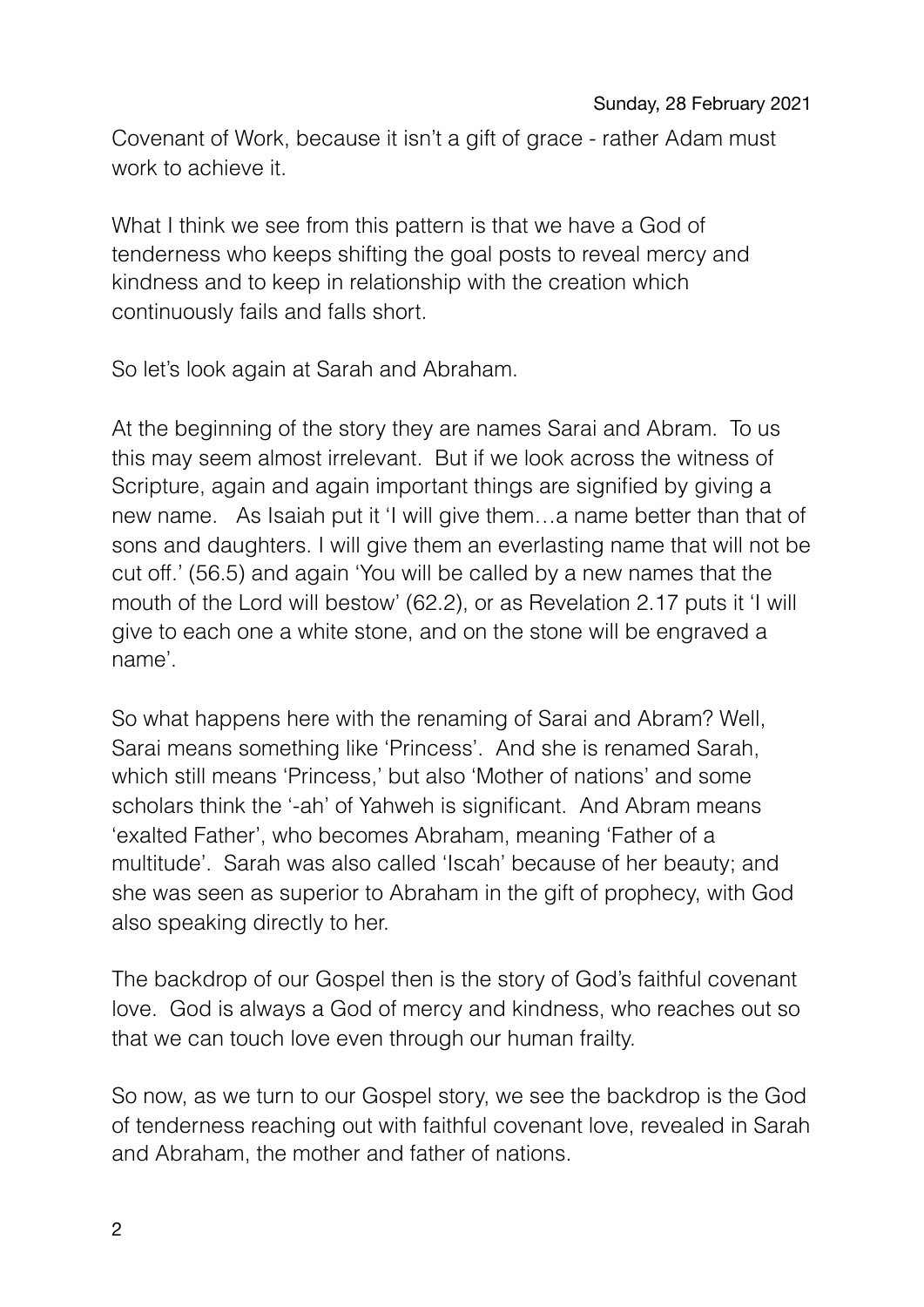Covenant of Work, because it isn't a gift of grace - rather Adam must work to achieve it.

What I think we see from this pattern is that we have a God of tenderness who keeps shifting the goal posts to reveal mercy and kindness and to keep in relationship with the creation which continuously fails and falls short.

So let's look again at Sarah and Abraham.

At the beginning of the story they are names Sarai and Abram. To us this may seem almost irrelevant. But if we look across the witness of Scripture, again and again important things are signified by giving a new name. As Isaiah put it 'I will give them…a name better than that of sons and daughters. I will give them an everlasting name that will not be cut off.' (56.5) and again 'You will be called by a new names that the mouth of the Lord will bestow' (62.2), or as Revelation 2.17 puts it 'I will give to each one a white stone, and on the stone will be engraved a name'.

So what happens here with the renaming of Sarai and Abram? Well, Sarai means something like 'Princess'. And she is renamed Sarah, which still means 'Princess,' but also 'Mother of nations' and some scholars think the '-ah' of Yahweh is significant. And Abram means 'exalted Father', who becomes Abraham, meaning 'Father of a multitude'. Sarah was also called 'Iscah' because of her beauty; and she was seen as superior to Abraham in the gift of prophecy, with God also speaking directly to her.

The backdrop of our Gospel then is the story of God's faithful covenant love. God is always a God of mercy and kindness, who reaches out so that we can touch love even through our human frailty.

So now, as we turn to our Gospel story, we see the backdrop is the God of tenderness reaching out with faithful covenant love, revealed in Sarah and Abraham, the mother and father of nations.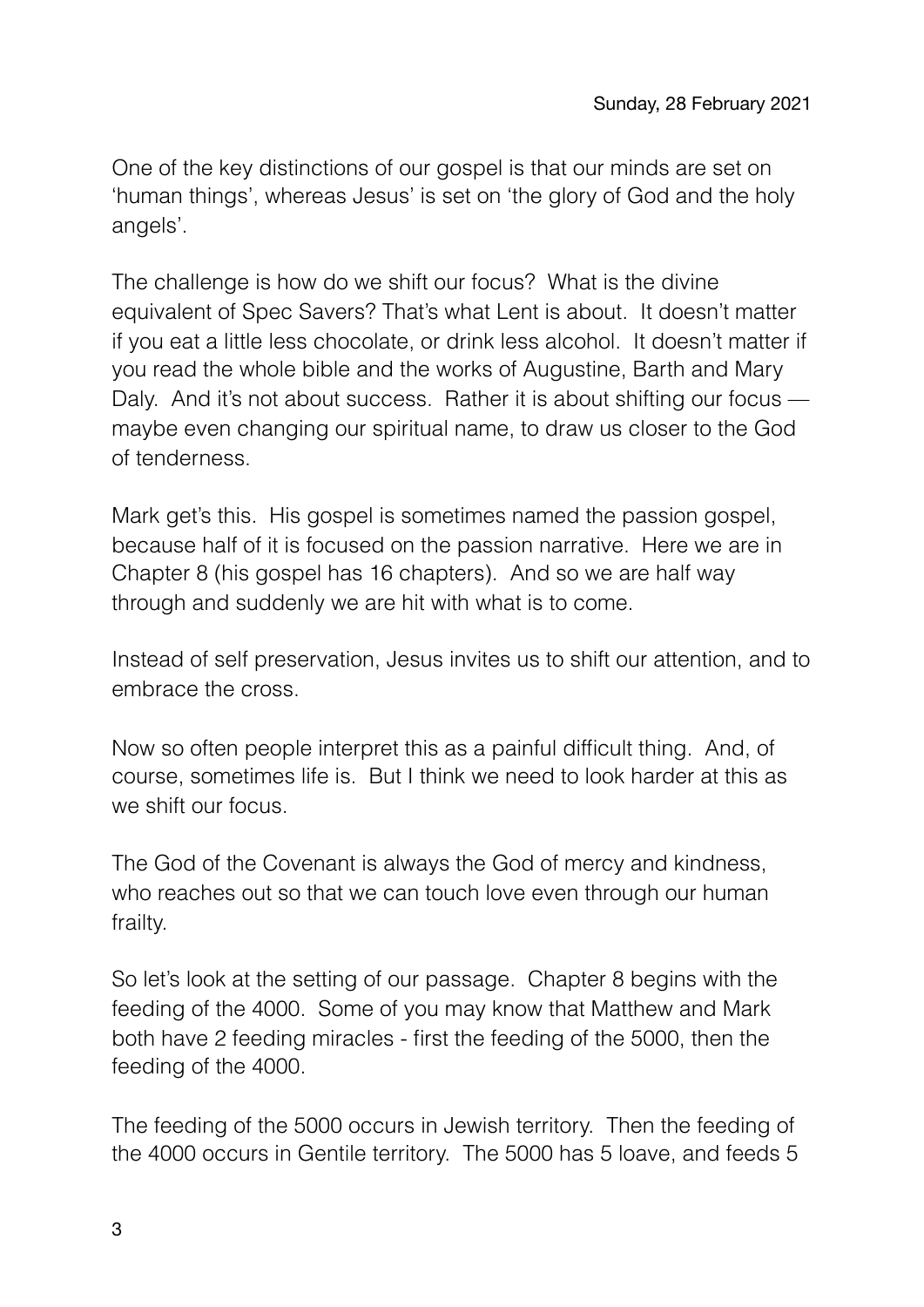Sunday, 28 February 2021

One of the key distinctions of our gospel is that our minds are set on 'human things', whereas Jesus' is set on 'the glory of God and the holy angels'.

The challenge is how do we shift our focus? What is the divine equivalent of Spec Savers? That's what Lent is about. It doesn't matter if you eat a little less chocolate, or drink less alcohol. It doesn't matter if you read the whole bible and the works of Augustine, Barth and Mary Daly. And it's not about success. Rather it is about shifting our focus — maybe even changing our spiritual name, to draw us closer to the God of tenderness.

Mark get's this. His gospel is sometimes named the passion gospel, because half of it is focused on the passion narrative. Here we are in Chapter 8 (his gospel has 16 chapters). And so we are half way through and suddenly we are hit with what is to come.

Instead of self preservation, Jesus invites us to shift our attention, and to embrace the cross.

Now so often people interpret this as a painful difficult thing. And, of course, sometimes life is. But I think we need to look harder at this as we shift our focus.

The God of the Covenant is always the God of mercy and kindness, who reaches out so that we can touch love even through our human frailty.

So let's look at the setting of our passage. Chapter 8 begins with the feeding of the 4000. Some of you may know that Matthew and Mark both have 2 feeding miracles - first the feeding of the 5000, then the feeding of the 4000.

The feeding of the 5000 occurs in Jewish territory. Then the feeding of the 4000 occurs in Gentile territory. The 5000 has 5 loave, and feeds 5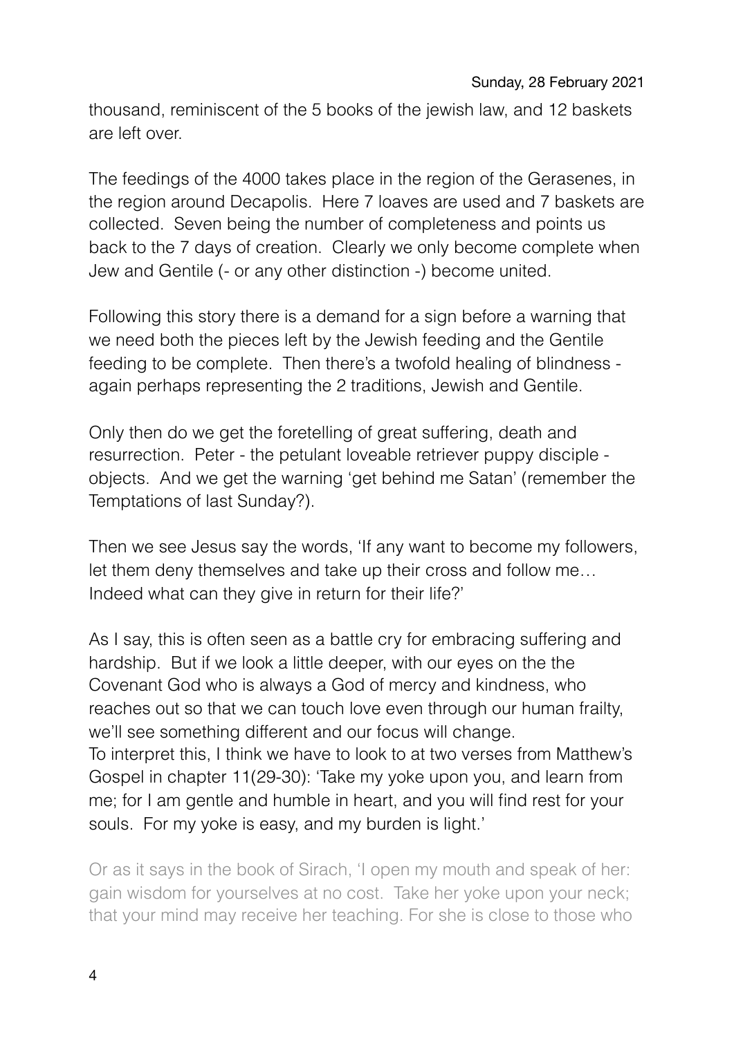thousand, reminiscent of the 5 books of the jewish law, and 12 baskets are left over.

The feedings of the 4000 takes place in the region of the Gerasenes, in the region around Decapolis. Here 7 loaves are used and 7 baskets are collected. Seven being the number of completeness and points us back to the 7 days of creation. Clearly we only become complete when Jew and Gentile (- or any other distinction -) become united.

Following this story there is a demand for a sign before a warning that we need both the pieces left by the Jewish feeding and the Gentile feeding to be complete. Then there's a twofold healing of blindness - again perhaps representing the 2 traditions, Jewish and Gentile.

Only then do we get the foretelling of great suffering, death and resurrection. Peter - the petulant loveable retriever puppy disciple - objects. And we get the warning 'get behind me Satan' (remember the Temptations of last Sunday?).

Then we see Jesus say the words, 'If any want to become my followers, let them deny themselves and take up their cross and follow me… Indeed what can they give in return for their life?'

As I say, this is often seen as a battle cry for embracing suffering and hardship. But if we look a little deeper, with our eyes on the the Covenant God who is always a God of mercy and kindness, who reaches out so that we can touch love even through our human frailty, we'll see something different and our focus will change.
To interpret this, I think we have to look to at two verses from Matthew's Gospel in chapter 11(29-30): 'Take my yoke upon you, and learn from me; for I am gentle and humble in heart, and you will find rest for your souls. For my yoke is easy, and my burden is light.'

Or as it says in the book of Sirach, 'I open my mouth and speak of her: gain wisdom for yourselves at no cost. Take her yoke upon your neck; that your mind may receive her teaching. For she is close to those who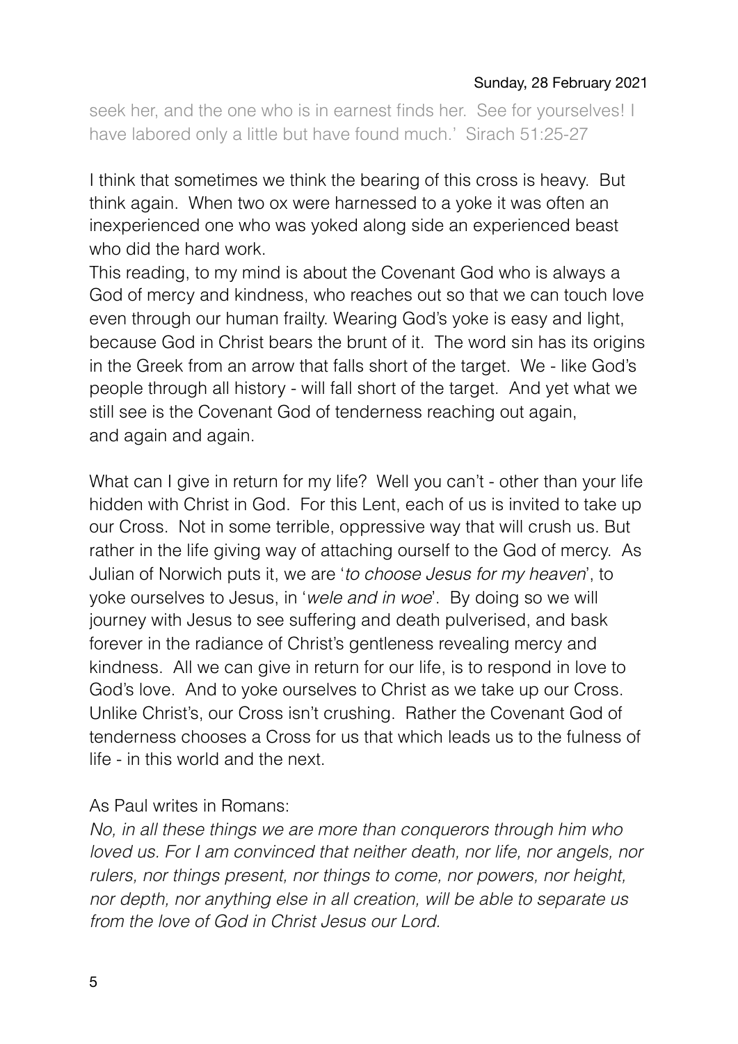seek her, and the one who is in earnest finds her. See for yourselves! I have labored only a little but have found much.' Sirach 51:25-27

I think that sometimes we think the bearing of this cross is heavy. But think again. When two ox were harnessed to a yoke it was often an inexperienced one who was yoked along side an experienced beast who did the hard work.

This reading, to my mind is about the Covenant God who is always a God of mercy and kindness, who reaches out so that we can touch love even through our human frailty. Wearing God's yoke is easy and light, because God in Christ bears the brunt of it. The word sin has its origins in the Greek from an arrow that falls short of the target. We - like God's people through all history - will fall short of the target. And yet what we still see is the Covenant God of tenderness reaching out again, and again and again.

What can I give in return for my life? Well you can't - other than your life hidden with Christ in God. For this Lent, each of us is invited to take up our Cross. Not in some terrible, oppressive way that will crush us. But rather in the life giving way of attaching ourself to the God of mercy. As Julian of Norwich puts it, we are '*to choose Jesus for my heaven*', to yoke ourselves to Jesus, in '*wele and in woe*'. By doing so we will journey with Jesus to see suffering and death pulverised, and bask forever in the radiance of Christ's gentleness revealing mercy and kindness. All we can give in return for our life, is to respond in love to God's love. And to yoke ourselves to Christ as we take up our Cross. Unlike Christ's, our Cross isn't crushing. Rather the Covenant God of tenderness chooses a Cross for us that which leads us to the fulness of life - in this world and the next.

As Paul writes in Romans:

*No, in all these things we are more than conquerors through him who loved us. For I am convinced that neither death, nor life, nor angels, nor rulers, nor things present, nor things to come, nor powers, nor height, nor depth, nor anything else in all creation, will be able to separate us from the love of God in Christ Jesus our Lord.*